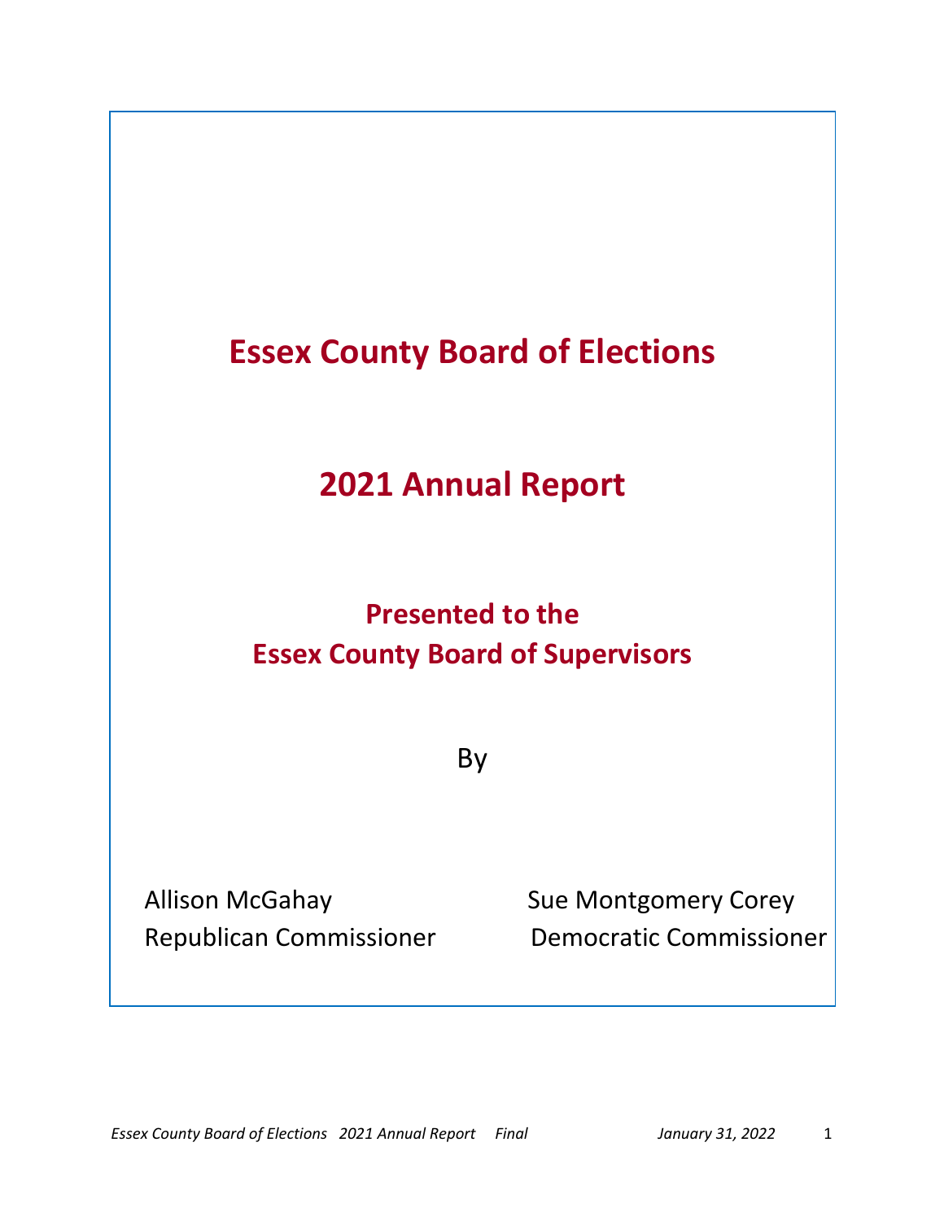# Essex County Board of Elections

# 2021 Annual Report

## Presented to the
## Essex County Board of Supervisors

By

Allison McGahay
Republican Commissioner

Sue Montgomery Corey
Democratic Commissioner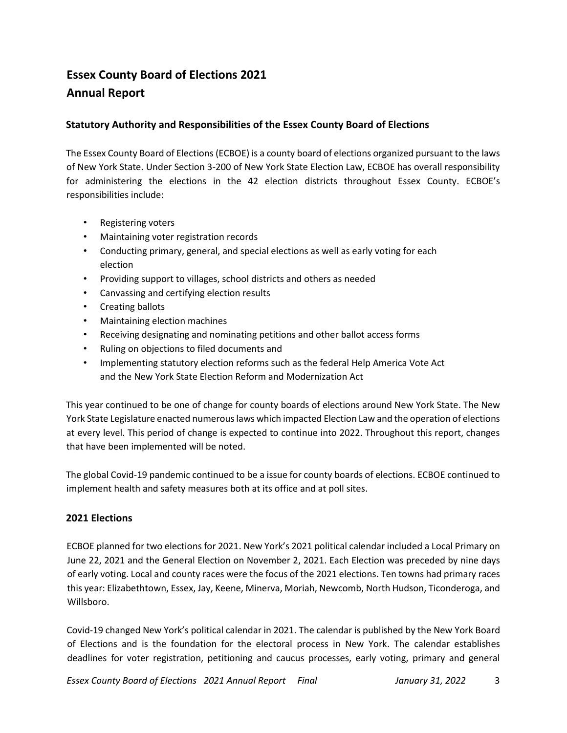# Essex County Board of Elections 2021
# Annual Report

### Statutory Authority and Responsibilities of the Essex County Board of Elections

The Essex County Board of Elections (ECBOE) is a county board of elections organized pursuant to the laws of New York State. Under Section 3-200 of New York State Election Law, ECBOE has overall responsibility for administering the elections in the 42 election districts throughout Essex County. ECBOE's responsibilities include:

- Registering voters
- Maintaining voter registration records
- Conducting primary, general, and special elections as well as early voting for each election
- Providing support to villages, school districts and others as needed
- Canvassing and certifying election results
- Creating ballots
- Maintaining election machines
- Receiving designating and nominating petitions and other ballot access forms
- Ruling on objections to filed documents and
- Implementing statutory election reforms such as the federal Help America Vote Act and the New York State Election Reform and Modernization Act

This year continued to be one of change for county boards of elections around New York State. The New York State Legislature enacted numerous laws which impacted Election Law and the operation of elections at every level. This period of change is expected to continue into 2022. Throughout this report, changes that have been implemented will be noted.

The global Covid-19 pandemic continued to be a issue for county boards of elections. ECBOE continued to implement health and safety measures both at its office and at poll sites.

### 2021 Elections

ECBOE planned for two elections for 2021. New York's 2021 political calendar included a Local Primary on June 22, 2021 and the General Election on November 2, 2021. Each Election was preceded by nine days of early voting. Local and county races were the focus of the 2021 elections. Ten towns had primary races this year: Elizabethtown, Essex, Jay, Keene, Minerva, Moriah, Newcomb, North Hudson, Ticonderoga, and Willsboro.

Covid-19 changed New York's political calendar in 2021. The calendar is published by the New York Board of Elections and is the foundation for the electoral process in New York. The calendar establishes deadlines for voter registration, petitioning and caucus processes, early voting, primary and general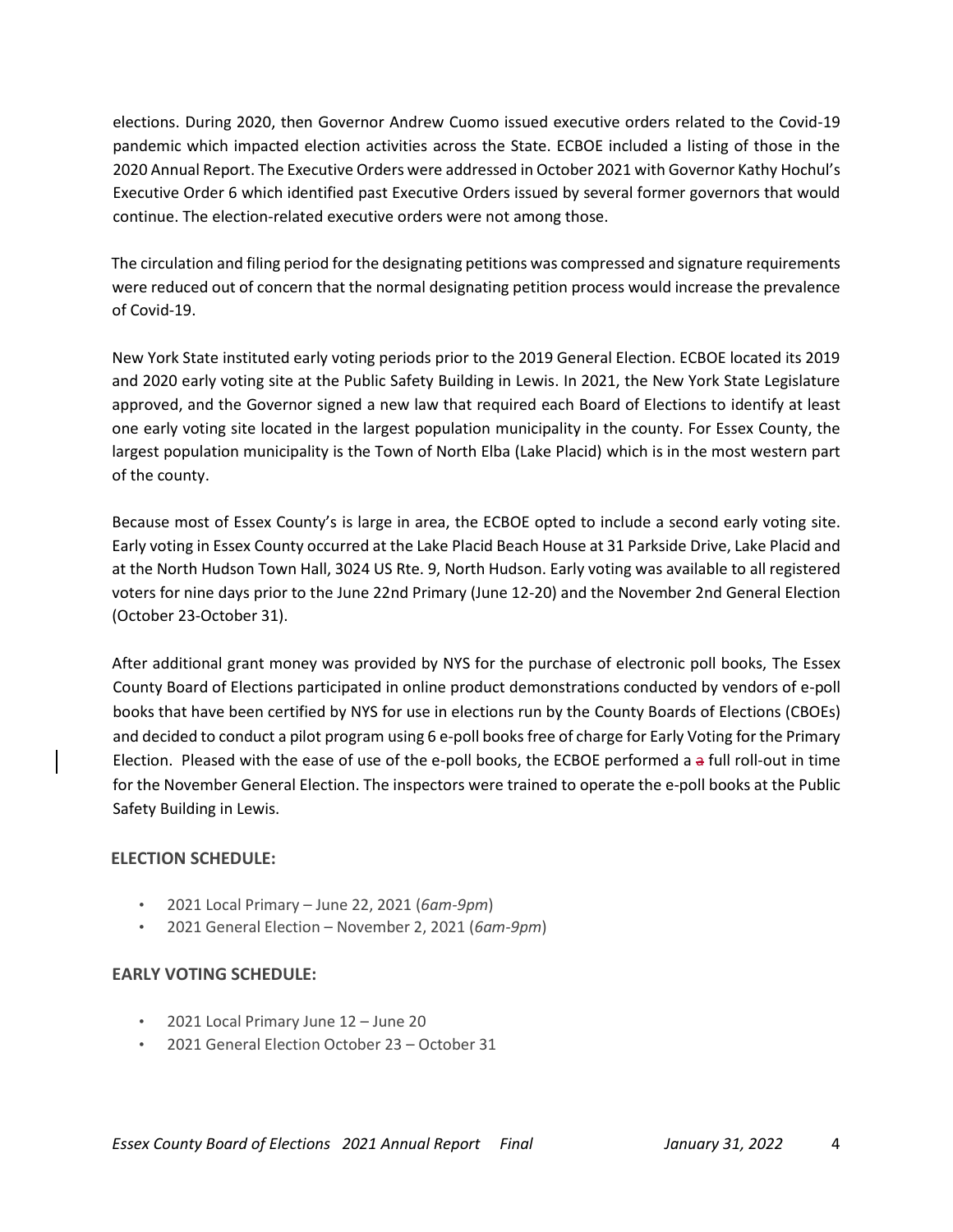elections. During 2020, then Governor Andrew Cuomo issued executive orders related to the Covid-19 pandemic which impacted election activities across the State. ECBOE included a listing of those in the 2020 Annual Report. The Executive Orders were addressed in October 2021 with Governor Kathy Hochul's Executive Order 6 which identified past Executive Orders issued by several former governors that would continue. The election-related executive orders were not among those.

The circulation and filing period for the designating petitions was compressed and signature requirements were reduced out of concern that the normal designating petition process would increase the prevalence of Covid-19.

New York State instituted early voting periods prior to the 2019 General Election. ECBOE located its 2019 and 2020 early voting site at the Public Safety Building in Lewis. In 2021, the New York State Legislature approved, and the Governor signed a new law that required each Board of Elections to identify at least one early voting site located in the largest population municipality in the county. For Essex County, the largest population municipality is the Town of North Elba (Lake Placid) which is in the most western part of the county.

Because most of Essex County's is large in area, the ECBOE opted to include a second early voting site. Early voting in Essex County occurred at the Lake Placid Beach House at 31 Parkside Drive, Lake Placid and at the North Hudson Town Hall, 3024 US Rte. 9, North Hudson. Early voting was available to all registered voters for nine days prior to the June 22nd Primary (June 12-20) and the November 2nd General Election (October 23-October 31).

After additional grant money was provided by NYS for the purchase of electronic poll books, The Essex County Board of Elections participated in online product demonstrations conducted by vendors of e-poll books that have been certified by NYS for use in elections run by the County Boards of Elections (CBOEs) and decided to conduct a pilot program using 6 e-poll books free of charge for Early Voting for the Primary Election. Pleased with the ease of use of the e-poll books, the ECBOE performed a full roll-out in time for the November General Election. The inspectors were trained to operate the e-poll books at the Public Safety Building in Lewis.

**ELECTION SCHEDULE:**

- 2021 Local Primary – June 22, 2021 (*6am-9pm*)
- 2021 General Election – November 2, 2021 (*6am-9pm*)

**EARLY VOTING SCHEDULE:**

- 2021 Local Primary June 12 – June 20
- 2021 General Election October 23 – October 31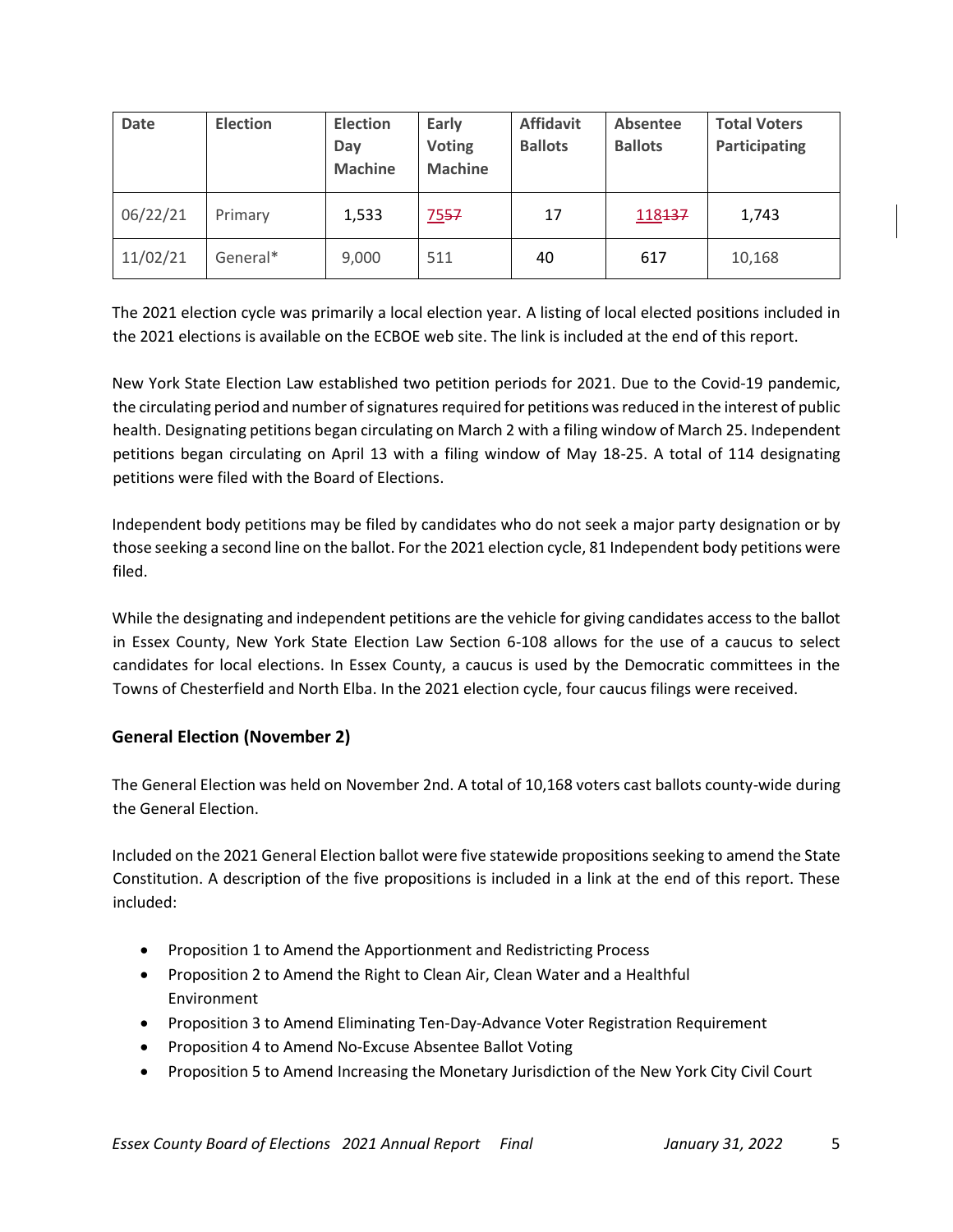| Date | Election | Election Day Machine | Early Voting Machine | Affidavit Ballots | Absentee Ballots | Total Voters Participating |
|---|---|---|---|---|---|---|
| 06/22/21 | Primary | 1,533 | 75~~57~~ | 17 | 118~~137~~ | 1,743 |
| 11/02/21 | General* | 9,000 | 511 | 40 | 617 | 10,168 |

The 2021 election cycle was primarily a local election year. A listing of local elected positions included in the 2021 elections is available on the ECBOE web site. The link is included at the end of this report.

New York State Election Law established two petition periods for 2021. Due to the Covid-19 pandemic, the circulating period and number of signatures required for petitions was reduced in the interest of public health. Designating petitions began circulating on March 2 with a filing window of March 25. Independent petitions began circulating on April 13 with a filing window of May 18-25. A total of 114 designating petitions were filed with the Board of Elections.

Independent body petitions may be filed by candidates who do not seek a major party designation or by those seeking a second line on the ballot. For the 2021 election cycle, 81 Independent body petitions were filed.

While the designating and independent petitions are the vehicle for giving candidates access to the ballot in Essex County, New York State Election Law Section 6-108 allows for the use of a caucus to select candidates for local elections. In Essex County, a caucus is used by the Democratic committees in the Towns of Chesterfield and North Elba. In the 2021 election cycle, four caucus filings were received.

### General Election (November 2)

The General Election was held on November 2nd. A total of 10,168 voters cast ballots county-wide during the General Election.

Included on the 2021 General Election ballot were five statewide propositions seeking to amend the State Constitution. A description of the five propositions is included in a link at the end of this report. These included:

- Proposition 1 to Amend the Apportionment and Redistricting Process
- Proposition 2 to Amend the Right to Clean Air, Clean Water and a Healthful Environment
- Proposition 3 to Amend Eliminating Ten-Day-Advance Voter Registration Requirement
- Proposition 4 to Amend No-Excuse Absentee Ballot Voting
- Proposition 5 to Amend Increasing the Monetary Jurisdiction of the New York City Civil Court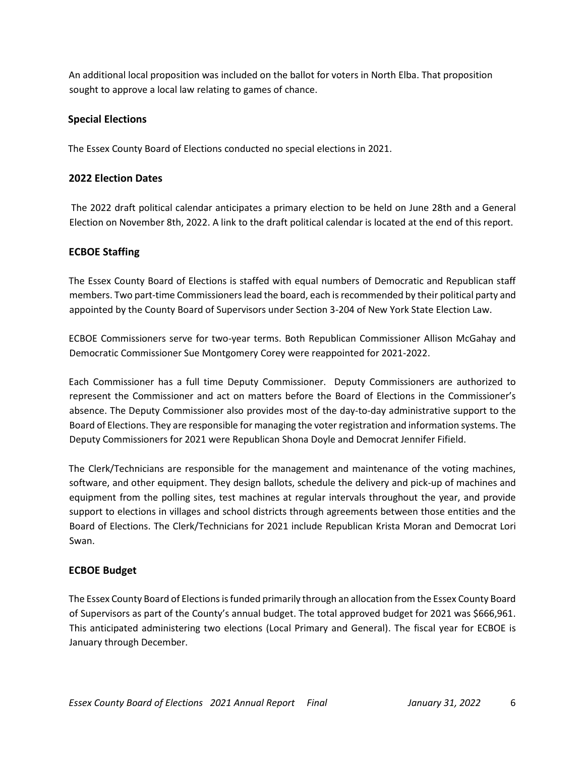An additional local proposition was included on the ballot for voters in North Elba. That proposition sought to approve a local law relating to games of chance.

## Special Elections

The Essex County Board of Elections conducted no special elections in 2021.

## 2022 Election Dates

The 2022 draft political calendar anticipates a primary election to be held on June 28th and a General Election on November 8th, 2022. A link to the draft political calendar is located at the end of this report.

## ECBOE Staffing

The Essex County Board of Elections is staffed with equal numbers of Democratic and Republican staff members. Two part-time Commissioners lead the board, each is recommended by their political party and appointed by the County Board of Supervisors under Section 3-204 of New York State Election Law.

ECBOE Commissioners serve for two-year terms. Both Republican Commissioner Allison McGahay and Democratic Commissioner Sue Montgomery Corey were reappointed for 2021-2022.

Each Commissioner has a full time Deputy Commissioner. Deputy Commissioners are authorized to represent the Commissioner and act on matters before the Board of Elections in the Commissioner's absence. The Deputy Commissioner also provides most of the day-to-day administrative support to the Board of Elections. They are responsible for managing the voter registration and information systems. The Deputy Commissioners for 2021 were Republican Shona Doyle and Democrat Jennifer Fifield.

The Clerk/Technicians are responsible for the management and maintenance of the voting machines, software, and other equipment. They design ballots, schedule the delivery and pick-up of machines and equipment from the polling sites, test machines at regular intervals throughout the year, and provide support to elections in villages and school districts through agreements between those entities and the Board of Elections. The Clerk/Technicians for 2021 include Republican Krista Moran and Democrat Lori Swan.

## ECBOE Budget

The Essex County Board of Elections is funded primarily through an allocation from the Essex County Board of Supervisors as part of the County's annual budget. The total approved budget for 2021 was $666,961. This anticipated administering two elections (Local Primary and General). The fiscal year for ECBOE is January through December.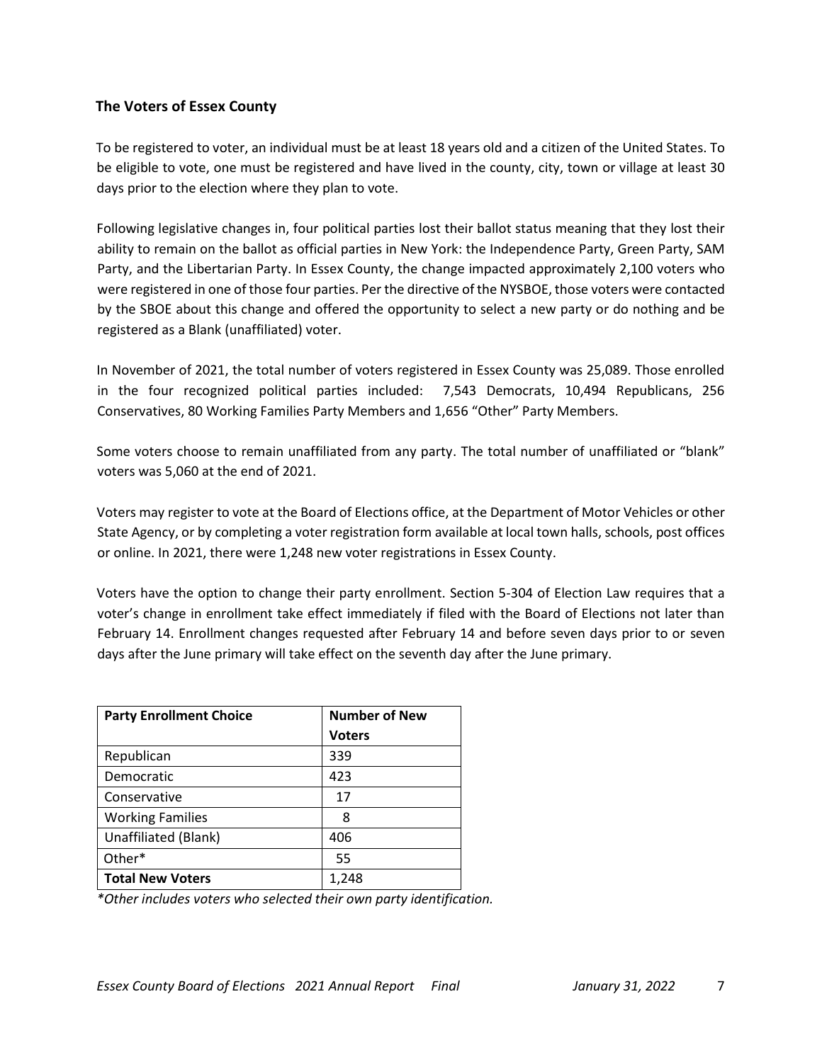## The Voters of Essex County

To be registered to voter, an individual must be at least 18 years old and a citizen of the United States. To be eligible to vote, one must be registered and have lived in the county, city, town or village at least 30 days prior to the election where they plan to vote.

Following legislative changes in, four political parties lost their ballot status meaning that they lost their ability to remain on the ballot as official parties in New York: the Independence Party, Green Party, SAM Party, and the Libertarian Party. In Essex County, the change impacted approximately 2,100 voters who were registered in one of those four parties. Per the directive of the NYSBOE, those voters were contacted by the SBOE about this change and offered the opportunity to select a new party or do nothing and be registered as a Blank (unaffiliated) voter.

In November of 2021, the total number of voters registered in Essex County was 25,089. Those enrolled in the four recognized political parties included: 7,543 Democrats, 10,494 Republicans, 256 Conservatives, 80 Working Families Party Members and 1,656 "Other" Party Members.

Some voters choose to remain unaffiliated from any party. The total number of unaffiliated or "blank" voters was 5,060 at the end of 2021.

Voters may register to vote at the Board of Elections office, at the Department of Motor Vehicles or other State Agency, or by completing a voter registration form available at local town halls, schools, post offices or online. In 2021, there were 1,248 new voter registrations in Essex County.

Voters have the option to change their party enrollment. Section 5-304 of Election Law requires that a voter's change in enrollment take effect immediately if filed with the Board of Elections not later than February 14. Enrollment changes requested after February 14 and before seven days prior to or seven days after the June primary will take effect on the seventh day after the June primary.

| **Party Enrollment Choice** | **Number of New Voters** |
|---|---|
| Republican | 339 |
| Democratic | 423 |
| Conservative | 17 |
| Working Families | 8 |
| Unaffiliated (Blank) | 406 |
| Other* | 55 |
| **Total New Voters** | 1,248 |

*\*Other includes voters who selected their own party identification.*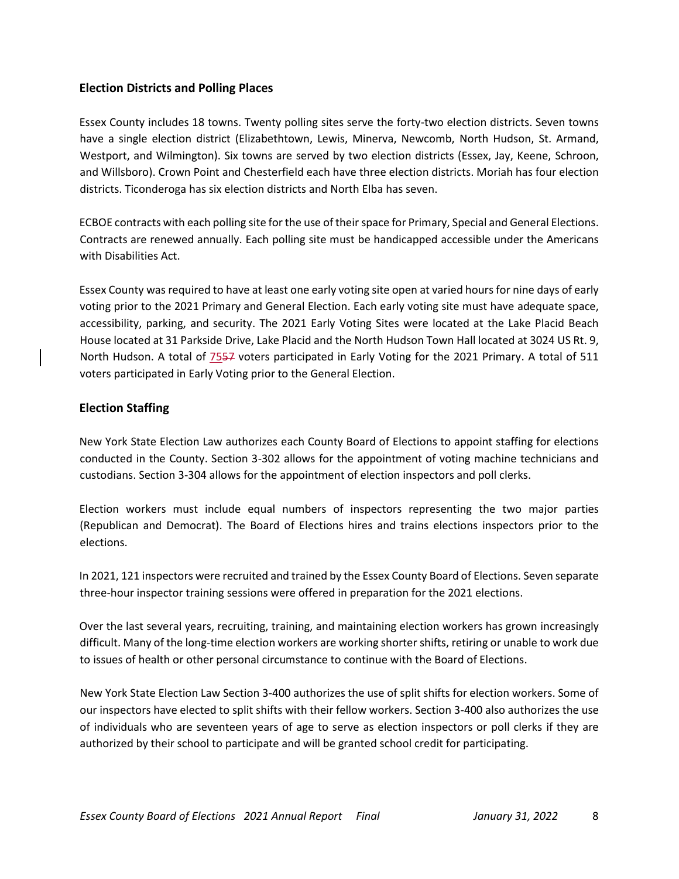## Election Districts and Polling Places

Essex County includes 18 towns. Twenty polling sites serve the forty-two election districts. Seven towns have a single election district (Elizabethtown, Lewis, Minerva, Newcomb, North Hudson, St. Armand, Westport, and Wilmington). Six towns are served by two election districts (Essex, Jay, Keene, Schroon, and Willsboro). Crown Point and Chesterfield each have three election districts. Moriah has four election districts. Ticonderoga has six election districts and North Elba has seven.

ECBOE contracts with each polling site for the use of their space for Primary, Special and General Elections. Contracts are renewed annually. Each polling site must be handicapped accessible under the Americans with Disabilities Act.

Essex County was required to have at least one early voting site open at varied hours for nine days of early voting prior to the 2021 Primary and General Election. Each early voting site must have adequate space, accessibility, parking, and security. The 2021 Early Voting Sites were located at the Lake Placid Beach House located at 31 Parkside Drive, Lake Placid and the North Hudson Town Hall located at 3024 US Rt. 9, North Hudson. A total of 75~~57~~ voters participated in Early Voting for the 2021 Primary. A total of 511 voters participated in Early Voting prior to the General Election.

## Election Staffing

New York State Election Law authorizes each County Board of Elections to appoint staffing for elections conducted in the County. Section 3-302 allows for the appointment of voting machine technicians and custodians. Section 3-304 allows for the appointment of election inspectors and poll clerks.

Election workers must include equal numbers of inspectors representing the two major parties (Republican and Democrat). The Board of Elections hires and trains elections inspectors prior to the elections.

In 2021, 121 inspectors were recruited and trained by the Essex County Board of Elections. Seven separate three-hour inspector training sessions were offered in preparation for the 2021 elections.

Over the last several years, recruiting, training, and maintaining election workers has grown increasingly difficult. Many of the long-time election workers are working shorter shifts, retiring or unable to work due to issues of health or other personal circumstance to continue with the Board of Elections.

New York State Election Law Section 3-400 authorizes the use of split shifts for election workers. Some of our inspectors have elected to split shifts with their fellow workers. Section 3-400 also authorizes the use of individuals who are seventeen years of age to serve as election inspectors or poll clerks if they are authorized by their school to participate and will be granted school credit for participating.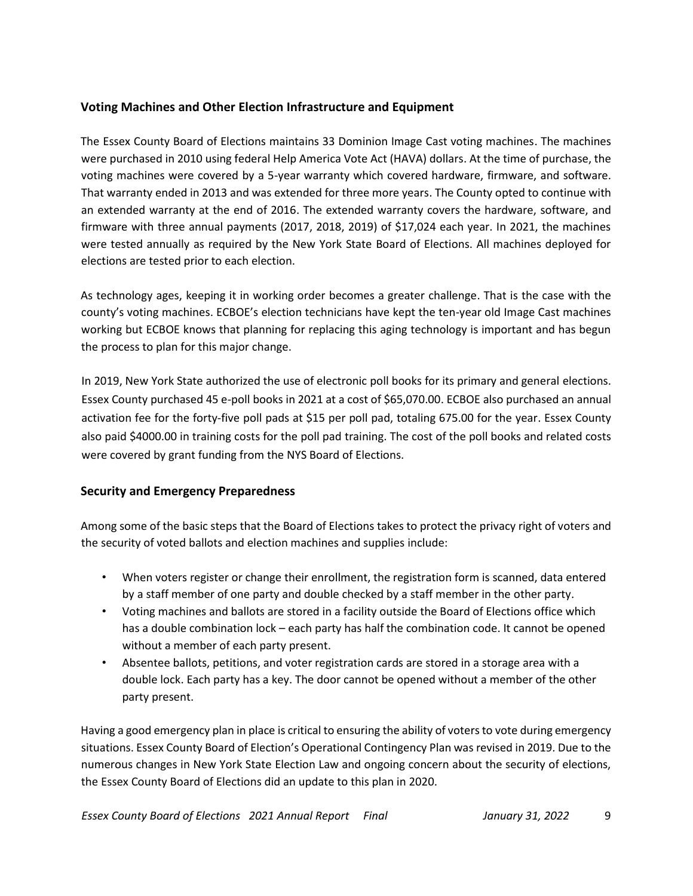## Voting Machines and Other Election Infrastructure and Equipment

The Essex County Board of Elections maintains 33 Dominion Image Cast voting machines. The machines were purchased in 2010 using federal Help America Vote Act (HAVA) dollars. At the time of purchase, the voting machines were covered by a 5-year warranty which covered hardware, firmware, and software. That warranty ended in 2013 and was extended for three more years. The County opted to continue with an extended warranty at the end of 2016. The extended warranty covers the hardware, software, and firmware with three annual payments (2017, 2018, 2019) of $17,024 each year. In 2021, the machines were tested annually as required by the New York State Board of Elections. All machines deployed for elections are tested prior to each election.

As technology ages, keeping it in working order becomes a greater challenge. That is the case with the county's voting machines. ECBOE's election technicians have kept the ten-year old Image Cast machines working but ECBOE knows that planning for replacing this aging technology is important and has begun the process to plan for this major change.

In 2019, New York State authorized the use of electronic poll books for its primary and general elections. Essex County purchased 45 e-poll books in 2021 at a cost of $65,070.00. ECBOE also purchased an annual activation fee for the forty-five poll pads at $15 per poll pad, totaling 675.00 for the year. Essex County also paid $4000.00 in training costs for the poll pad training. The cost of the poll books and related costs were covered by grant funding from the NYS Board of Elections.

## Security and Emergency Preparedness

Among some of the basic steps that the Board of Elections takes to protect the privacy right of voters and the security of voted ballots and election machines and supplies include:

- When voters register or change their enrollment, the registration form is scanned, data entered by a staff member of one party and double checked by a staff member in the other party.
- Voting machines and ballots are stored in a facility outside the Board of Elections office which has a double combination lock – each party has half the combination code. It cannot be opened without a member of each party present.
- Absentee ballots, petitions, and voter registration cards are stored in a storage area with a double lock. Each party has a key. The door cannot be opened without a member of the other party present.

Having a good emergency plan in place is critical to ensuring the ability of voters to vote during emergency situations. Essex County Board of Election's Operational Contingency Plan was revised in 2019. Due to the numerous changes in New York State Election Law and ongoing concern about the security of elections, the Essex County Board of Elections did an update to this plan in 2020.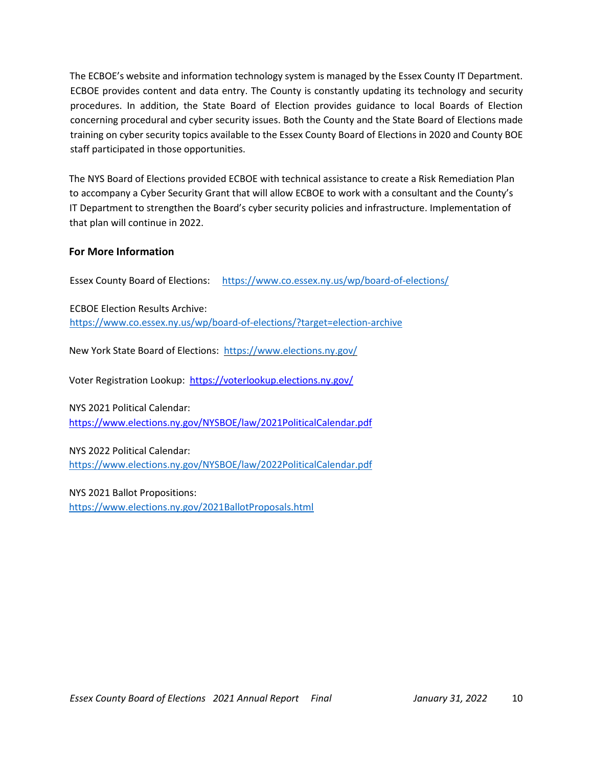The ECBOE's website and information technology system is managed by the Essex County IT Department. ECBOE provides content and data entry. The County is constantly updating its technology and security procedures. In addition, the State Board of Election provides guidance to local Boards of Election concerning procedural and cyber security issues. Both the County and the State Board of Elections made training on cyber security topics available to the Essex County Board of Elections in 2020 and County BOE staff participated in those opportunities.

The NYS Board of Elections provided ECBOE with technical assistance to create a Risk Remediation Plan to accompany a Cyber Security Grant that will allow ECBOE to work with a consultant and the County's IT Department to strengthen the Board's cyber security policies and infrastructure. Implementation of that plan will continue in 2022.

## For More Information

Essex County Board of Elections: https://www.co.essex.ny.us/wp/board-of-elections/

ECBOE Election Results Archive:
https://www.co.essex.ny.us/wp/board-of-elections/?target=election-archive

New York State Board of Elections: https://www.elections.ny.gov/

Voter Registration Lookup: https://voterlookup.elections.ny.gov/

NYS 2021 Political Calendar:
https://www.elections.ny.gov/NYSBOE/law/2021PoliticalCalendar.pdf

NYS 2022 Political Calendar:
https://www.elections.ny.gov/NYSBOE/law/2022PoliticalCalendar.pdf

NYS 2021 Ballot Propositions:
https://www.elections.ny.gov/2021BallotProposals.html